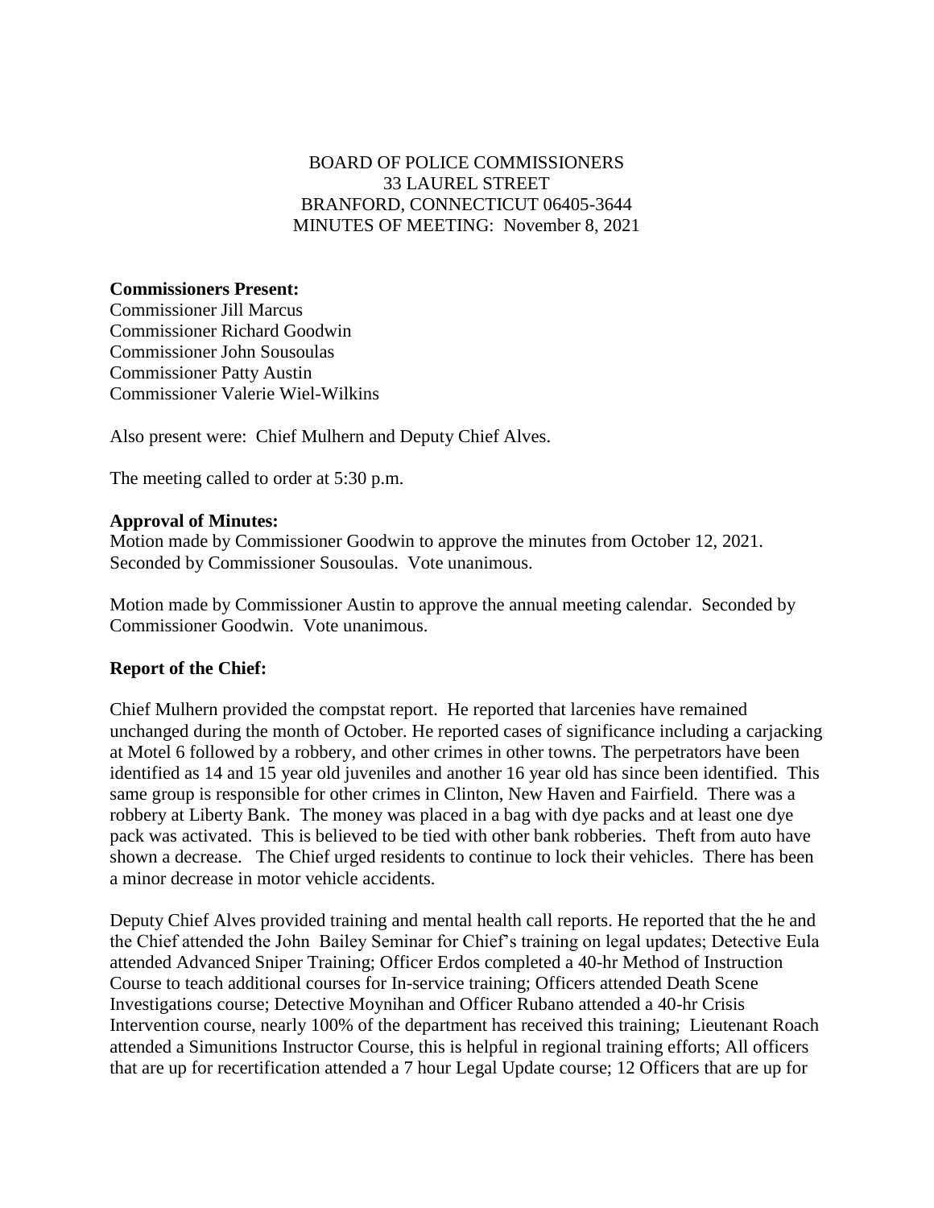BOARD OF POLICE COMMISSIONERS
33 LAUREL STREET
BRANFORD, CONNECTICUT 06405-3644
MINUTES OF MEETING: November 8, 2021

**Commissioners Present:**
Commissioner Jill Marcus
Commissioner Richard Goodwin
Commissioner John Sousoulas
Commissioner Patty Austin
Commissioner Valerie Wiel-Wilkins

Also present were: Chief Mulhern and Deputy Chief Alves.

The meeting called to order at 5:30 p.m.

**Approval of Minutes:**
Motion made by Commissioner Goodwin to approve the minutes from October 12, 2021. Seconded by Commissioner Sousoulas. Vote unanimous.

Motion made by Commissioner Austin to approve the annual meeting calendar. Seconded by Commissioner Goodwin. Vote unanimous.

**Report of the Chief:**

Chief Mulhern provided the compstat report. He reported that larcenies have remained unchanged during the month of October. He reported cases of significance including a carjacking at Motel 6 followed by a robbery, and other crimes in other towns. The perpetrators have been identified as 14 and 15 year old juveniles and another 16 year old has since been identified. This same group is responsible for other crimes in Clinton, New Haven and Fairfield. There was a robbery at Liberty Bank. The money was placed in a bag with dye packs and at least one dye pack was activated. This is believed to be tied with other bank robberies. Theft from auto have shown a decrease. The Chief urged residents to continue to lock their vehicles. There has been a minor decrease in motor vehicle accidents.

Deputy Chief Alves provided training and mental health call reports. He reported that the he and the Chief attended the John Bailey Seminar for Chief's training on legal updates; Detective Eula attended Advanced Sniper Training; Officer Erdos completed a 40-hr Method of Instruction Course to teach additional courses for In-service training; Officers attended Death Scene Investigations course; Detective Moynihan and Officer Rubano attended a 40-hr Crisis Intervention course, nearly 100% of the department has received this training; Lieutenant Roach attended a Simunitions Instructor Course, this is helpful in regional training efforts; All officers that are up for recertification attended a 7 hour Legal Update course; 12 Officers that are up for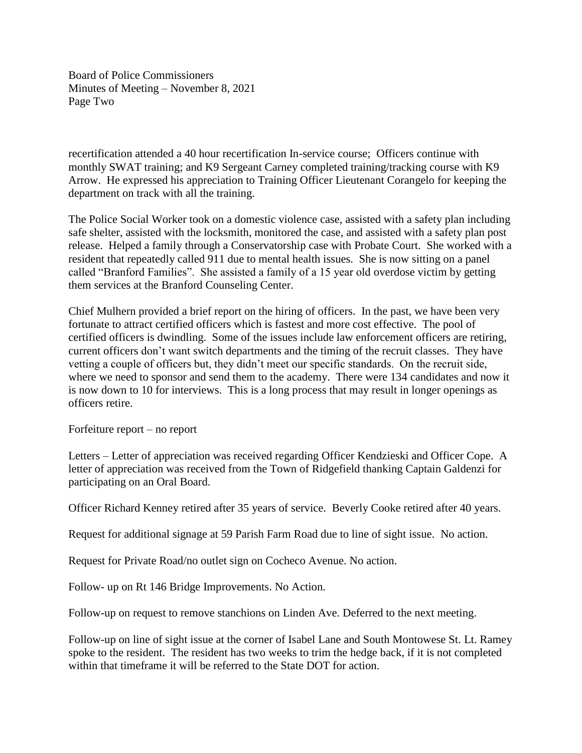recertification attended a 40 hour recertification In-service course; Officers continue with monthly SWAT training; and K9 Sergeant Carney completed training/tracking course with K9 Arrow. He expressed his appreciation to Training Officer Lieutenant Corangelo for keeping the department on track with all the training.

The Police Social Worker took on a domestic violence case, assisted with a safety plan including safe shelter, assisted with the locksmith, monitored the case, and assisted with a safety plan post release. Helped a family through a Conservatorship case with Probate Court. She worked with a resident that repeatedly called 911 due to mental health issues. She is now sitting on a panel called "Branford Families". She assisted a family of a 15 year old overdose victim by getting them services at the Branford Counseling Center.

Chief Mulhern provided a brief report on the hiring of officers. In the past, we have been very fortunate to attract certified officers which is fastest and more cost effective. The pool of certified officers is dwindling. Some of the issues include law enforcement officers are retiring, current officers don't want switch departments and the timing of the recruit classes. They have vetting a couple of officers but, they didn't meet our specific standards. On the recruit side, where we need to sponsor and send them to the academy. There were 134 candidates and now it is now down to 10 for interviews. This is a long process that may result in longer openings as officers retire.

Forfeiture report – no report

Letters – Letter of appreciation was received regarding Officer Kendzieski and Officer Cope. A letter of appreciation was received from the Town of Ridgefield thanking Captain Galdenzi for participating on an Oral Board.

Officer Richard Kenney retired after 35 years of service. Beverly Cooke retired after 40 years.

Request for additional signage at 59 Parish Farm Road due to line of sight issue. No action.

Request for Private Road/no outlet sign on Cocheco Avenue. No action.

Follow- up on Rt 146 Bridge Improvements. No Action.

Follow-up on request to remove stanchions on Linden Ave. Deferred to the next meeting.

Follow-up on line of sight issue at the corner of Isabel Lane and South Montowese St. Lt. Ramey spoke to the resident. The resident has two weeks to trim the hedge back, if it is not completed within that timeframe it will be referred to the State DOT for action.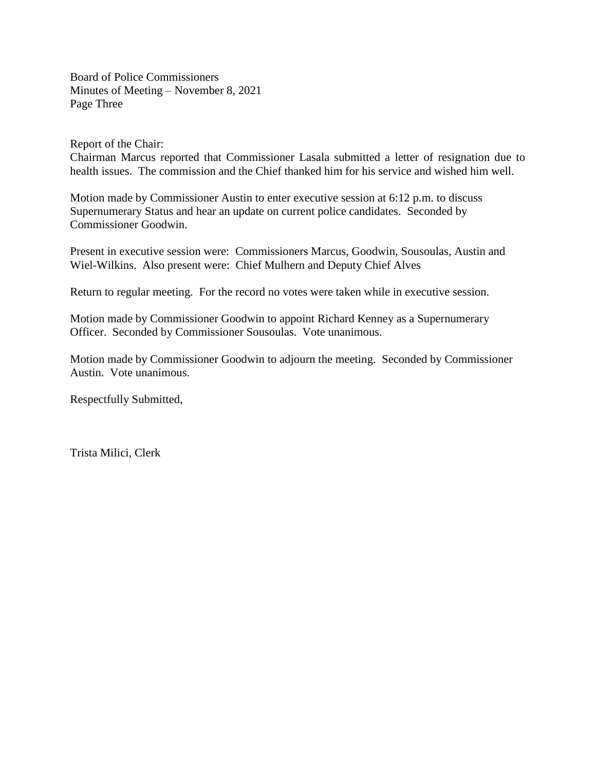Report of the Chair:
Chairman Marcus reported that Commissioner Lasala submitted a letter of resignation due to health issues. The commission and the Chief thanked him for his service and wished him well.

Motion made by Commissioner Austin to enter executive session at 6:12 p.m. to discuss Supernumerary Status and hear an update on current police candidates. Seconded by Commissioner Goodwin.

Present in executive session were: Commissioners Marcus, Goodwin, Sousoulas, Austin and Wiel-Wilkins. Also present were: Chief Mulhern and Deputy Chief Alves

Return to regular meeting. For the record no votes were taken while in executive session.

Motion made by Commissioner Goodwin to appoint Richard Kenney as a Supernumerary Officer. Seconded by Commissioner Sousoulas. Vote unanimous.

Motion made by Commissioner Goodwin to adjourn the meeting. Seconded by Commissioner Austin. Vote unanimous.

Respectfully Submitted,

Trista Milici, Clerk